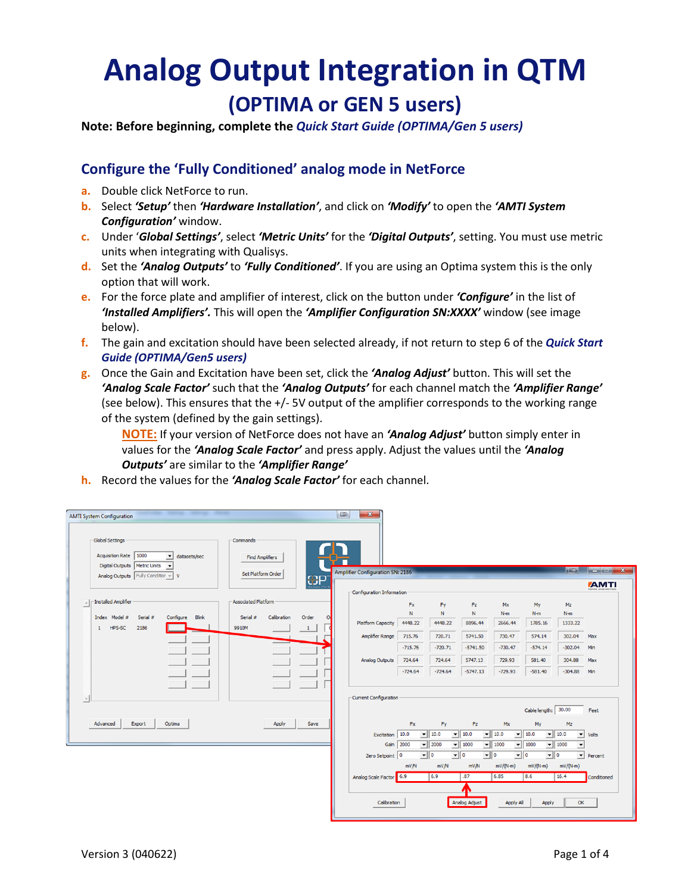# Analog Output Integration in QTM

## (OPTIMA or GEN 5 users)

**Note: Before beginning, complete the *Quick Start Guide (OPTIMA/Gen 5 users)***

### Configure the 'Fully Conditioned' analog mode in NetForce

a. Double click NetForce to run.

b. Select ***'Setup'*** then ***'Hardware Installation'***, and click on ***'Modify'*** to open the ***'AMTI System Configuration'*** window.

c. Under '***Global Settings'***, select ***'Metric Units'*** for the ***'Digital Outputs'***, setting. You must use metric units when integrating with Qualisys.

d. Set the ***'Analog Outputs'*** to ***'Fully Conditioned'***. If you are using an Optima system this is the only option that will work.

e. For the force plate and amplifier of interest, click on the button under ***'Configure'*** in the list of ***'Installed Amplifiers'.*** This will open the ***'Amplifier Configuration SN:XXXX'*** window (see image below).

f. The gain and excitation should have been selected already, if not return to step 6 of the ***Quick Start Guide (OPTIMA/Gen5 users)***

g. Once the Gain and Excitation have been set, click the ***'Analog Adjust'*** button. This will set the ***'Analog Scale Factor'*** such that the ***'Analog Outputs'*** for each channel match the ***'Amplifier Range'*** (see below). This ensures that the +/- 5V output of the amplifier corresponds to the working range of the system (defined by the gain settings).

   **NOTE:** If your version of NetForce does not have an ***'Analog Adjust'*** button simply enter in values for the ***'Analog Scale Factor'*** and press apply. Adjust the values until the ***'Analog Outputs'*** are similar to the ***'Amplifier Range'***

h. Record the values for the ***'Analog Scale Factor'*** for each channel.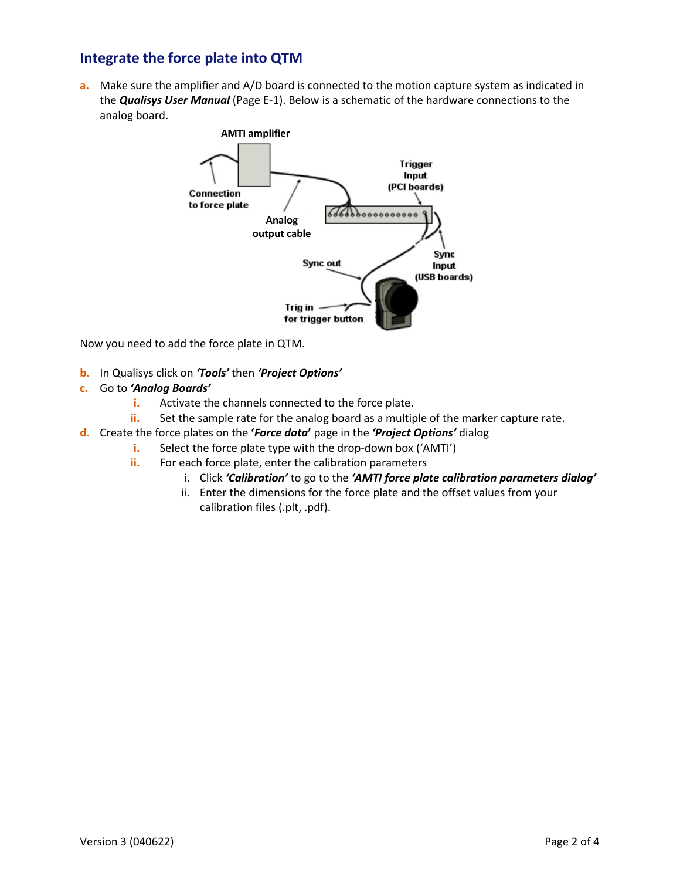## Integrate the force plate into QTM

a. Make sure the amplifier and A/D board is connected to the motion capture system as indicated in the ***Qualisys User Manual*** (Page E-1). Below is a schematic of the hardware connections to the analog board.

Now you need to add the force plate in QTM.

b. In Qualisys click on ***'Tools'*** then ***'Project Options'***
c. Go to ***'Analog Boards'***
   i. Activate the channels connected to the force plate.
   ii. Set the sample rate for the analog board as a multiple of the marker capture rate.
d. Create the force plates on the **'*Force data*'** page in the ***'Project Options'*** dialog
   i. Select the force plate type with the drop-down box ('AMTI')
   ii. For each force plate, enter the calibration parameters
      i. Click ***'Calibration'*** to go to the ***'AMTI force plate calibration parameters dialog'***
      ii. Enter the dimensions for the force plate and the offset values from your calibration files (.plt, .pdf).

Version 3 (040622)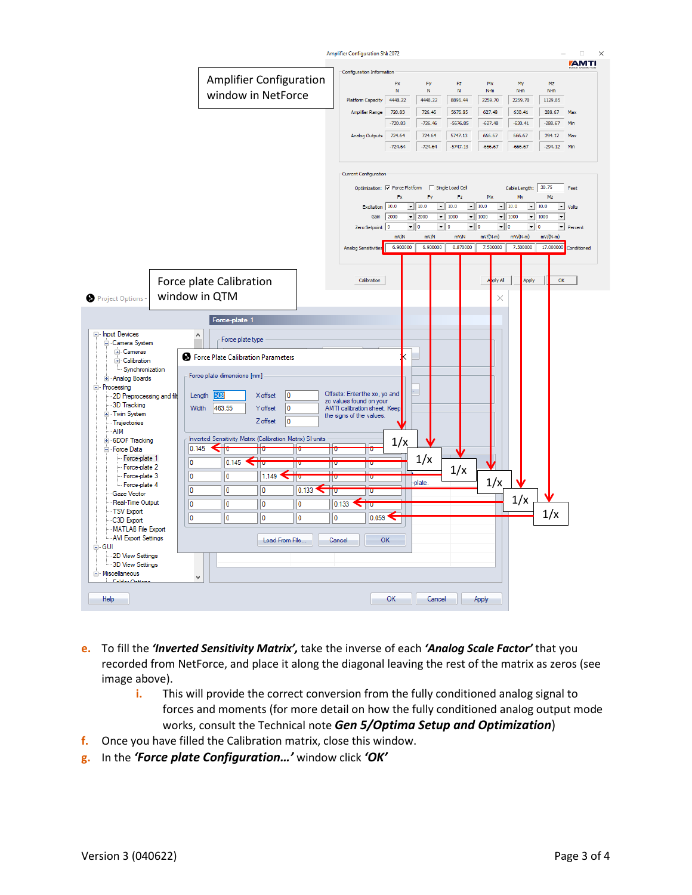e. To fill the ***'Inverted Sensitivity Matrix',*** take the inverse of each ***'Analog Scale Factor'*** that you recorded from NetForce, and place it along the diagonal leaving the rest of the matrix as zeros (see image above).

   i. This will provide the correct conversion from the fully conditioned analog signal to forces and moments (for more detail on how the fully conditioned analog output mode works, consult the Technical note ***Gen 5/Optima Setup and Optimization***)

f. Once you have filled the Calibration matrix, close this window.

g. In the ***'Force plate Configuration…'*** window click ***'OK'***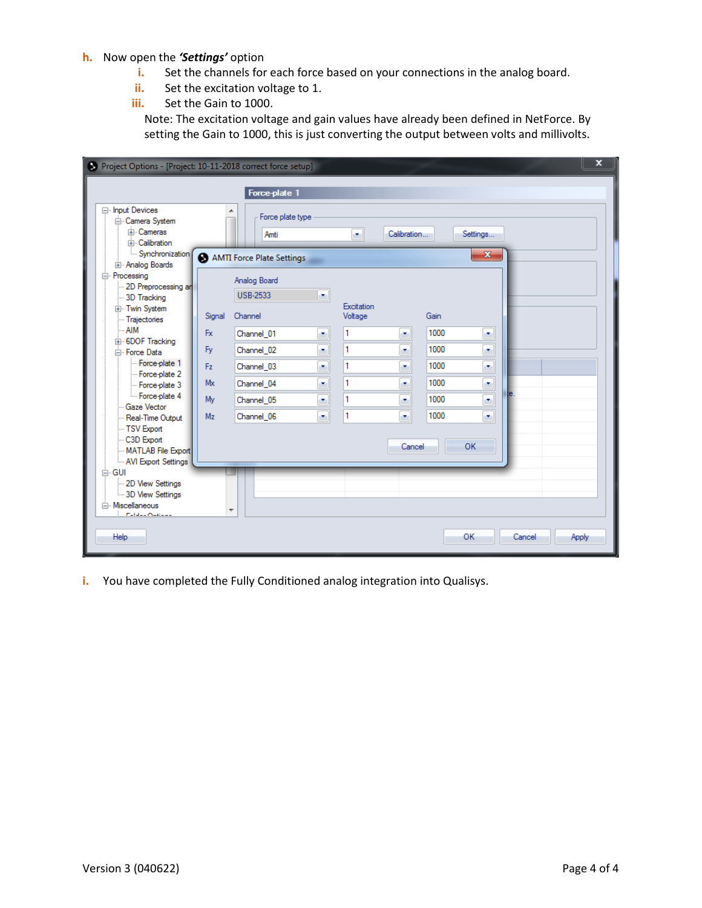h. Now open the ***'Settings'*** option

   i. Set the channels for each force based on your connections in the analog board.

   ii. Set the excitation voltage to 1.

   iii. Set the Gain to 1000.

   Note: The excitation voltage and gain values have already been defined in NetForce. By setting the Gain to 1000, this is just converting the output between volts and millivolts.

i. You have completed the Fully Conditioned analog integration into Qualisys.